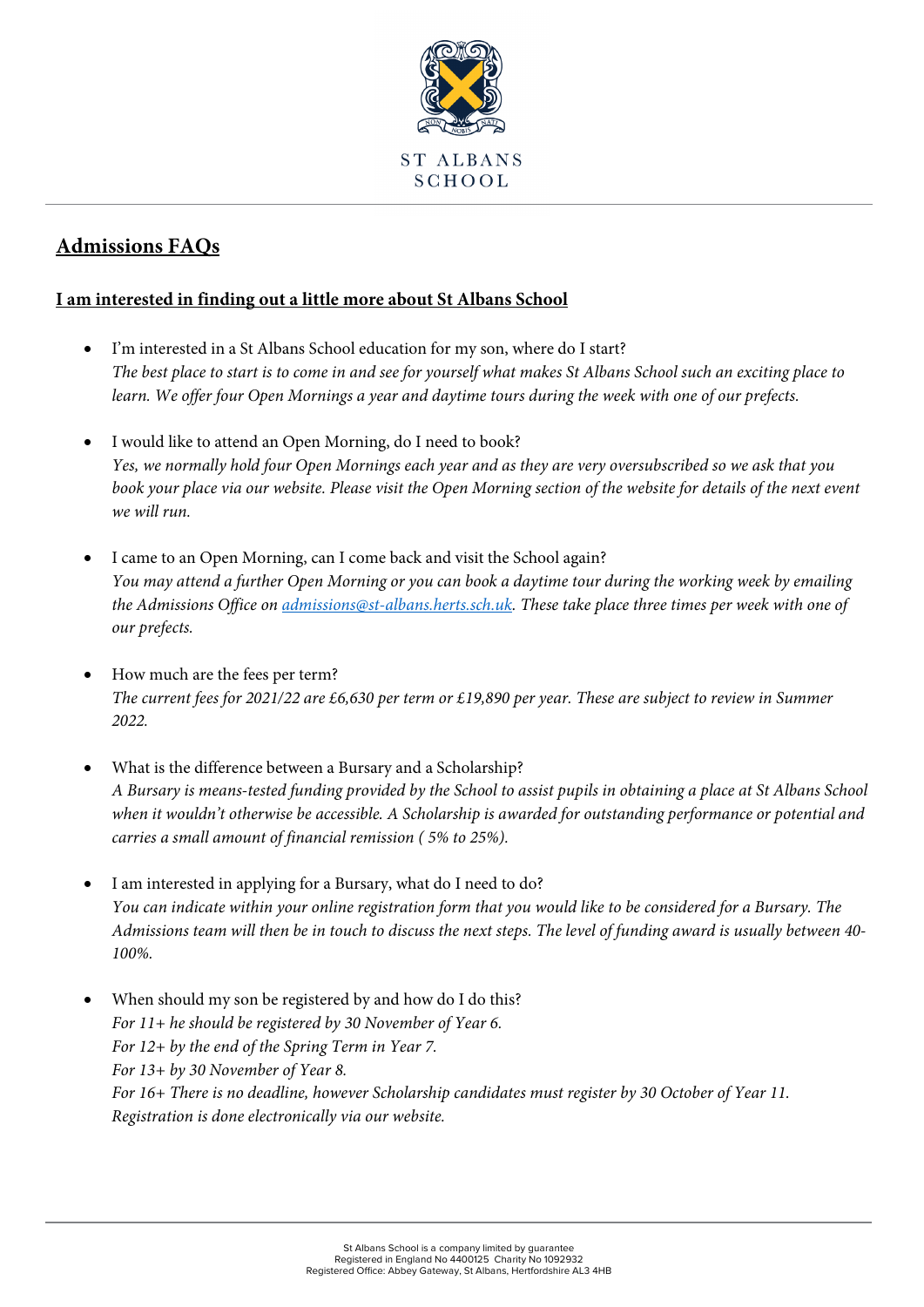ST ALBANS SCHOOL

# Admissions FAQs

## I am interested in finding out a little more about St Albans School

- I'm interested in a St Albans School education for my son, where do I start?
  *The best place to start is to come in and see for yourself what makes St Albans School such an exciting place to learn. We offer four Open Mornings a year and daytime tours during the week with one of our prefects.*

- I would like to attend an Open Morning, do I need to book?
  *Yes, we normally hold four Open Mornings each year and as they are very oversubscribed so we ask that you book your place via our website. Please visit the Open Morning section of the website for details of the next event we will run.*

- I came to an Open Morning, can I come back and visit the School again?
  *You may attend a further Open Morning or you can book a daytime tour during the working week by emailing the Admissions Office on admissions@st-albans.herts.sch.uk. These take place three times per week with one of our prefects.*

- How much are the fees per term?
  *The current fees for 2021/22 are £6,630 per term or £19,890 per year. These are subject to review in Summer 2022.*

- What is the difference between a Bursary and a Scholarship?
  *A Bursary is means-tested funding provided by the School to assist pupils in obtaining a place at St Albans School when it wouldn't otherwise be accessible. A Scholarship is awarded for outstanding performance or potential and carries a small amount of financial remission ( 5% to 25%).*

- I am interested in applying for a Bursary, what do I need to do?
  *You can indicate within your online registration form that you would like to be considered for a Bursary. The Admissions team will then be in touch to discuss the next steps. The level of funding award is usually between 40-100%.*

- When should my son be registered by and how do I do this?
  *For 11+ he should be registered by 30 November of Year 6.*
  *For 12+ by the end of the Spring Term in Year 7.*
  *For 13+ by 30 November of Year 8.*
  *For 16+ There is no deadline, however Scholarship candidates must register by 30 October of Year 11.*
  *Registration is done electronically via our website.*

St Albans School is a company limited by guarantee
Registered in England No 4400125 Charity No 1092932
Registered Office: Abbey Gateway, St Albans, Hertfordshire AL3 4HB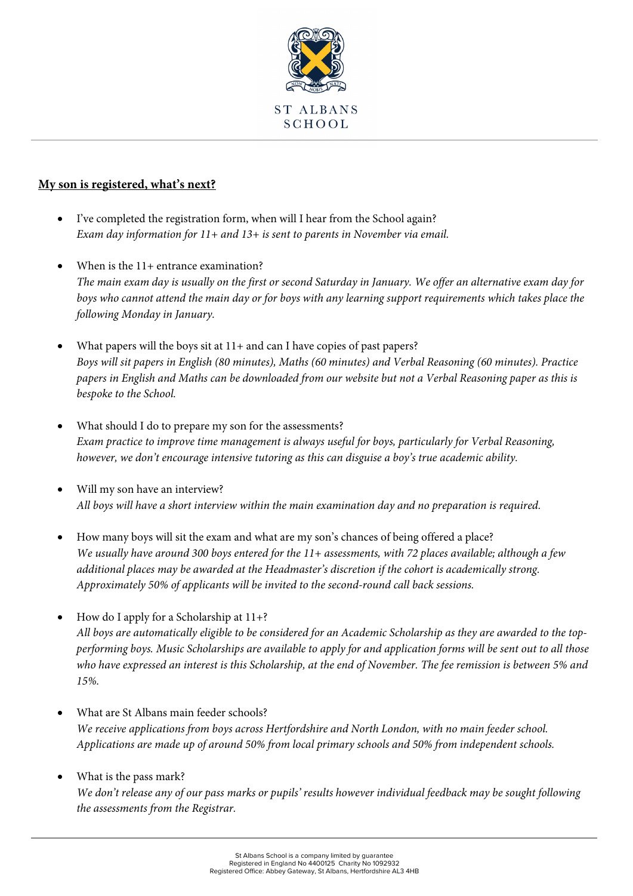ST ALBANS SCHOOL

**My son is registered, what's next?**

- I've completed the registration form, when will I hear from the School again?
  *Exam day information for 11+ and 13+ is sent to parents in November via email.*

- When is the 11+ entrance examination?
  *The main exam day is usually on the first or second Saturday in January. We offer an alternative exam day for boys who cannot attend the main day or for boys with any learning support requirements which takes place the following Monday in January.*

- What papers will the boys sit at 11+ and can I have copies of past papers?
  *Boys will sit papers in English (80 minutes), Maths (60 minutes) and Verbal Reasoning (60 minutes). Practice papers in English and Maths can be downloaded from our website but not a Verbal Reasoning paper as this is bespoke to the School.*

- What should I do to prepare my son for the assessments?
  *Exam practice to improve time management is always useful for boys, particularly for Verbal Reasoning, however, we don't encourage intensive tutoring as this can disguise a boy's true academic ability.*

- Will my son have an interview?
  *All boys will have a short interview within the main examination day and no preparation is required.*

- How many boys will sit the exam and what are my son's chances of being offered a place?
  *We usually have around 300 boys entered for the 11+ assessments, with 72 places available; although a few additional places may be awarded at the Headmaster's discretion if the cohort is academically strong. Approximately 50% of applicants will be invited to the second-round call back sessions.*

- How do I apply for a Scholarship at 11+?
  *All boys are automatically eligible to be considered for an Academic Scholarship as they are awarded to the top-performing boys. Music Scholarships are available to apply for and application forms will be sent out to all those who have expressed an interest is this Scholarship, at the end of November. The fee remission is between 5% and 15%.*

- What are St Albans main feeder schools?
  *We receive applications from boys across Hertfordshire and North London, with no main feeder school. Applications are made up of around 50% from local primary schools and 50% from independent schools.*

- What is the pass mark?
  *We don't release any of our pass marks or pupils' results however individual feedback may be sought following the assessments from the Registrar.*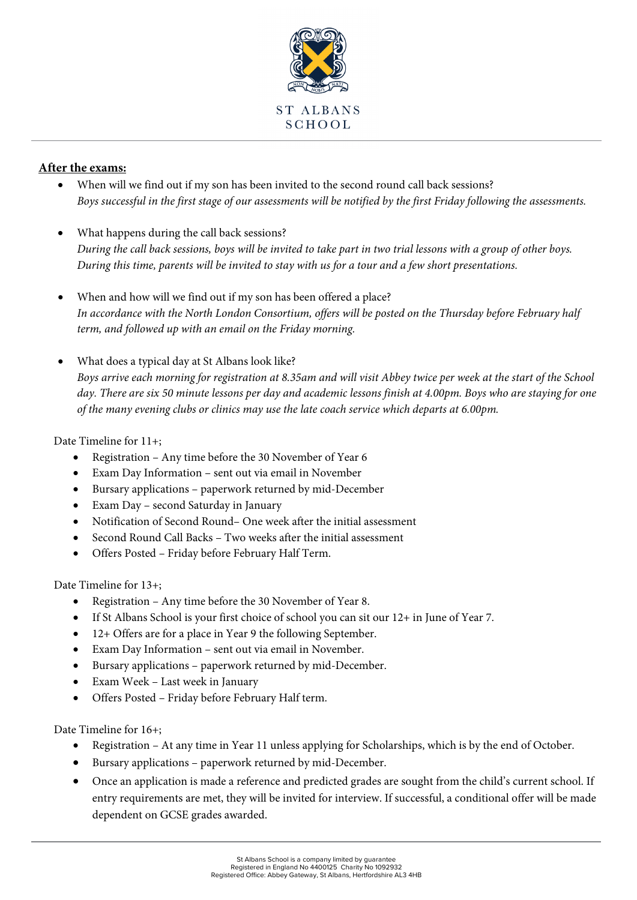## After the exams:

- When will we find out if my son has been invited to the second round call back sessions?
  *Boys successful in the first stage of our assessments will be notified by the first Friday following the assessments.*

- What happens during the call back sessions?
  *During the call back sessions, boys will be invited to take part in two trial lessons with a group of other boys. During this time, parents will be invited to stay with us for a tour and a few short presentations.*

- When and how will we find out if my son has been offered a place?
  *In accordance with the North London Consortium, offers will be posted on the Thursday before February half term, and followed up with an email on the Friday morning.*

- What does a typical day at St Albans look like?
  *Boys arrive each morning for registration at 8.35am and will visit Abbey twice per week at the start of the School day. There are six 50 minute lessons per day and academic lessons finish at 4.00pm. Boys who are staying for one of the many evening clubs or clinics may use the late coach service which departs at 6.00pm.*

Date Timeline for 11+;

- Registration – Any time before the 30 November of Year 6
- Exam Day Information – sent out via email in November
- Bursary applications – paperwork returned by mid-December
- Exam Day – second Saturday in January
- Notification of Second Round– One week after the initial assessment
- Second Round Call Backs – Two weeks after the initial assessment
- Offers Posted – Friday before February Half Term.

Date Timeline for 13+;

- Registration – Any time before the 30 November of Year 8.
- If St Albans School is your first choice of school you can sit our 12+ in June of Year 7.
- 12+ Offers are for a place in Year 9 the following September.
- Exam Day Information – sent out via email in November.
- Bursary applications – paperwork returned by mid-December.
- Exam Week – Last week in January
- Offers Posted – Friday before February Half term.

Date Timeline for 16+;

- Registration – At any time in Year 11 unless applying for Scholarships, which is by the end of October.
- Bursary applications – paperwork returned by mid-December.
- Once an application is made a reference and predicted grades are sought from the child's current school. If entry requirements are met, they will be invited for interview. If successful, a conditional offer will be made dependent on GCSE grades awarded.